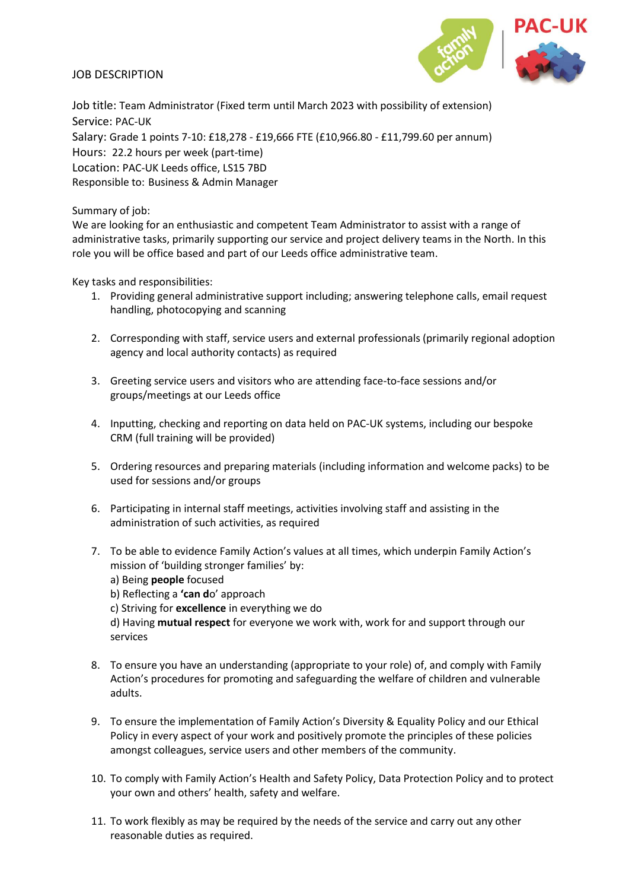# JOB DESCRIPTION

Job title: Team Administrator (Fixed term until March 2023 with possibility of extension)
Service: PAC-UK
Salary: Grade 1 points 7-10: £18,278 - £19,666 FTE (£10,966.80 - £11,799.60 per annum)
Hours: 22.2 hours per week (part-time)
Location: PAC-UK Leeds office, LS15 7BD
Responsible to: Business & Admin Manager

Summary of job:
We are looking for an enthusiastic and competent Team Administrator to assist with a range of administrative tasks, primarily supporting our service and project delivery teams in the North. In this role you will be office based and part of our Leeds office administrative team.

Key tasks and responsibilities:

1. Providing general administrative support including; answering telephone calls, email request handling, photocopying and scanning

2. Corresponding with staff, service users and external professionals (primarily regional adoption agency and local authority contacts) as required

3. Greeting service users and visitors who are attending face-to-face sessions and/or groups/meetings at our Leeds office

4. Inputting, checking and reporting on data held on PAC-UK systems, including our bespoke CRM (full training will be provided)

5. Ordering resources and preparing materials (including information and welcome packs) to be used for sessions and/or groups

6. Participating in internal staff meetings, activities involving staff and assisting in the administration of such activities, as required

7. To be able to evidence Family Action's values at all times, which underpin Family Action's mission of 'building stronger families' by:
   a) Being **people** focused
   b) Reflecting a **'can d**o' approach
   c) Striving for **excellence** in everything we do
   d) Having **mutual respect** for everyone we work with, work for and support through our services

8. To ensure you have an understanding (appropriate to your role) of, and comply with Family Action's procedures for promoting and safeguarding the welfare of children and vulnerable adults.

9. To ensure the implementation of Family Action's Diversity & Equality Policy and our Ethical Policy in every aspect of your work and positively promote the principles of these policies amongst colleagues, service users and other members of the community.

10. To comply with Family Action's Health and Safety Policy, Data Protection Policy and to protect your own and others' health, safety and welfare.

11. To work flexibly as may be required by the needs of the service and carry out any other reasonable duties as required.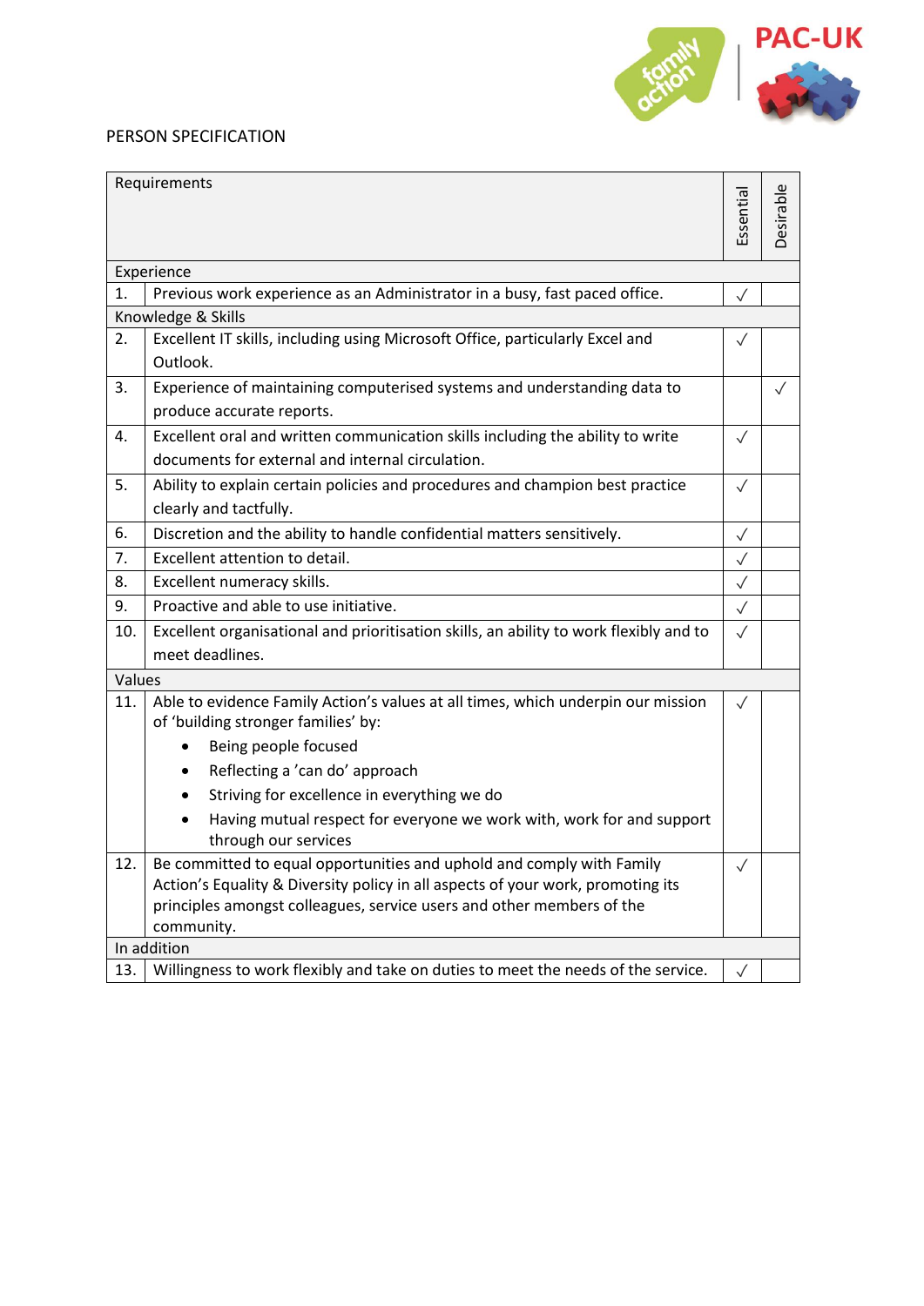PERSON SPECIFICATION

| | Requirements | Essential | Desirable |
|---|---|---|---|
| **Experience** | | | |
| 1. | Previous work experience as an Administrator in a busy, fast paced office. | ✓ | |
| **Knowledge & Skills** | | | |
| 2. | Excellent IT skills, including using Microsoft Office, particularly Excel and Outlook. | ✓ | |
| 3. | Experience of maintaining computerised systems and understanding data to produce accurate reports. | | ✓ |
| 4. | Excellent oral and written communication skills including the ability to write documents for external and internal circulation. | ✓ | |
| 5. | Ability to explain certain policies and procedures and champion best practice clearly and tactfully. | ✓ | |
| 6. | Discretion and the ability to handle confidential matters sensitively. | ✓ | |
| 7. | Excellent attention to detail. | ✓ | |
| 8. | Excellent numeracy skills. | ✓ | |
| 9. | Proactive and able to use initiative. | ✓ | |
| 10. | Excellent organisational and prioritisation skills, an ability to work flexibly and to meet deadlines. | ✓ | |
| **Values** | | | |
| 11. | Able to evidence Family Action's values at all times, which underpin our mission of 'building stronger families' by: <br>• Being people focused <br>• Reflecting a 'can do' approach <br>• Striving for excellence in everything we do <br>• Having mutual respect for everyone we work with, work for and support through our services | ✓ | |
| 12. | Be committed to equal opportunities and uphold and comply with Family Action's Equality & Diversity policy in all aspects of your work, promoting its principles amongst colleagues, service users and other members of the community. | ✓ | |
| **In addition** | | | |
| 13. | Willingness to work flexibly and take on duties to meet the needs of the service. | ✓ | |